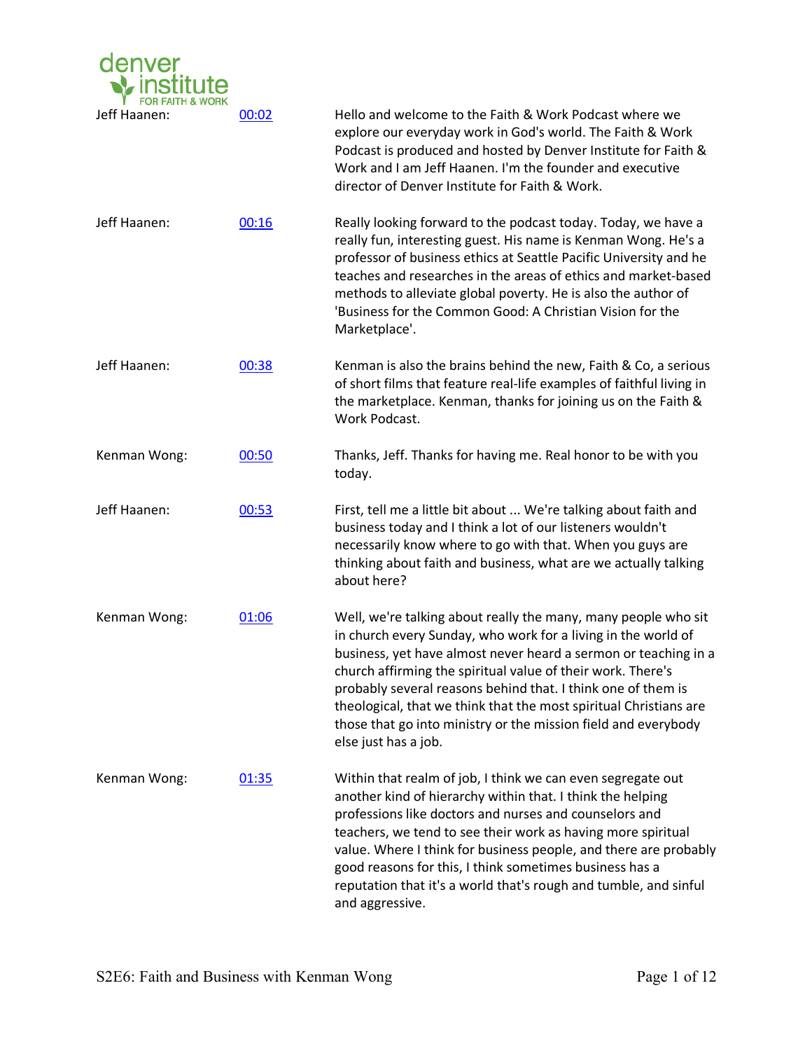Jeff Haanen: 00:02 Hello and welcome to the Faith & Work Podcast where we explore our everyday work in God's world. The Faith & Work Podcast is produced and hosted by Denver Institute for Faith & Work and I am Jeff Haanen. I'm the founder and executive director of Denver Institute for Faith & Work.

Jeff Haanen: 00:16 Really looking forward to the podcast today. Today, we have a really fun, interesting guest. His name is Kenman Wong. He's a professor of business ethics at Seattle Pacific University and he teaches and researches in the areas of ethics and market-based methods to alleviate global poverty. He is also the author of 'Business for the Common Good: A Christian Vision for the Marketplace'.

Jeff Haanen: 00:38 Kenman is also the brains behind the new, Faith & Co, a serious of short films that feature real-life examples of faithful living in the marketplace. Kenman, thanks for joining us on the Faith & Work Podcast.

Kenman Wong: 00:50 Thanks, Jeff. Thanks for having me. Real honor to be with you today.

Jeff Haanen: 00:53 First, tell me a little bit about ... We're talking about faith and business today and I think a lot of our listeners wouldn't necessarily know where to go with that. When you guys are thinking about faith and business, what are we actually talking about here?

Kenman Wong: 01:06 Well, we're talking about really the many, many people who sit in church every Sunday, who work for a living in the world of business, yet have almost never heard a sermon or teaching in a church affirming the spiritual value of their work. There's probably several reasons behind that. I think one of them is theological, that we think that the most spiritual Christians are those that go into ministry or the mission field and everybody else just has a job.

Kenman Wong: 01:35 Within that realm of job, I think we can even segregate out another kind of hierarchy within that. I think the helping professions like doctors and nurses and counselors and teachers, we tend to see their work as having more spiritual value. Where I think for business people, and there are probably good reasons for this, I think sometimes business has a reputation that it's a world that's rough and tumble, and sinful and aggressive.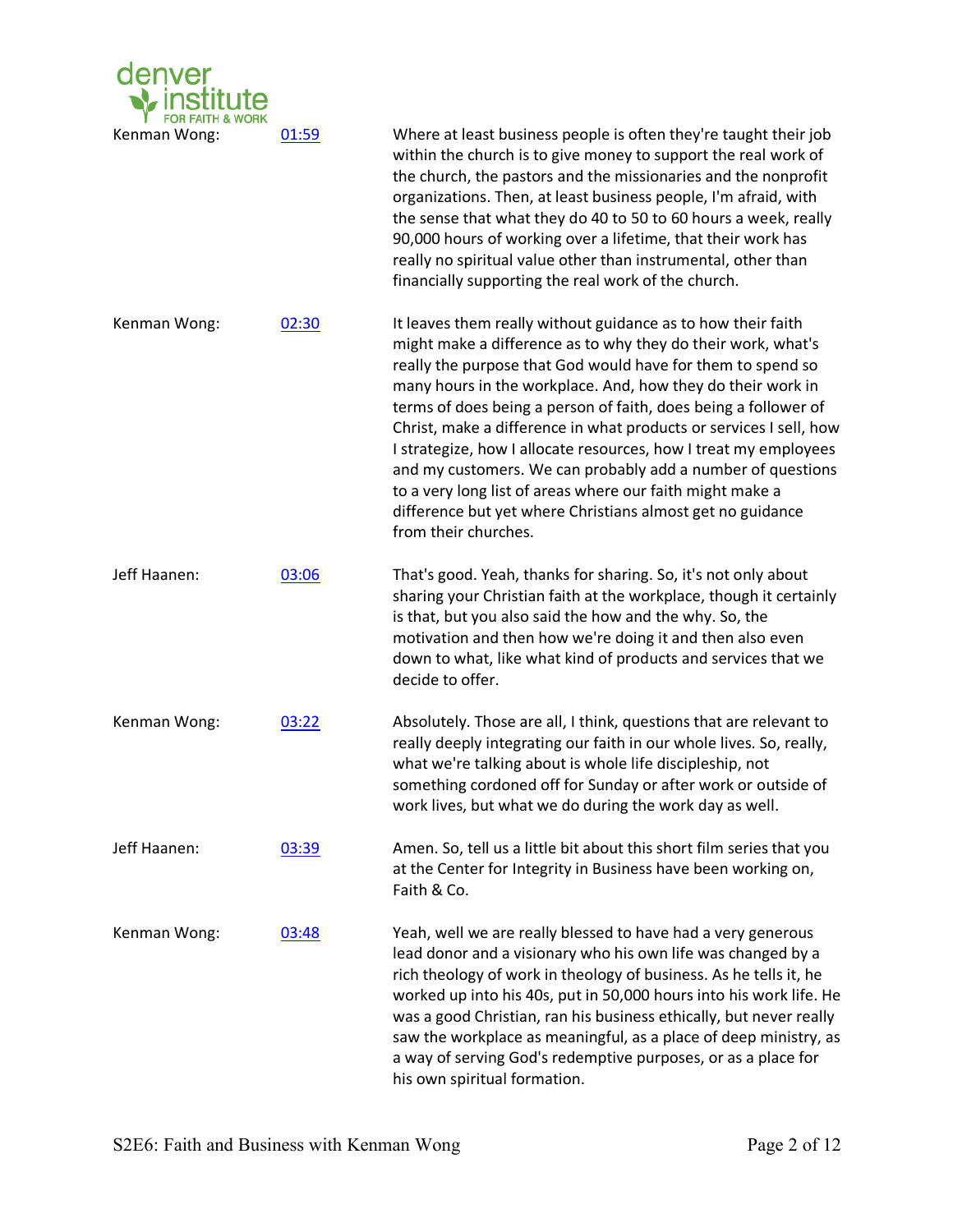Kenman Wong: [01:59]

Where at least business people is often they're taught their job within the church is to give money to support the real work of the church, the pastors and the missionaries and the nonprofit organizations. Then, at least business people, I'm afraid, with the sense that what they do 40 to 50 to 60 hours a week, really 90,000 hours of working over a lifetime, that their work has really no spiritual value other than instrumental, other than financially supporting the real work of the church.

Kenman Wong: [02:30]

It leaves them really without guidance as to how their faith might make a difference as to why they do their work, what's really the purpose that God would have for them to spend so many hours in the workplace. And, how they do their work in terms of does being a person of faith, does being a follower of Christ, make a difference in what products or services I sell, how I strategize, how I allocate resources, how I treat my employees and my customers. We can probably add a number of questions to a very long list of areas where our faith might make a difference but yet where Christians almost get no guidance from their churches.

Jeff Haanen: [03:06]

That's good. Yeah, thanks for sharing. So, it's not only about sharing your Christian faith at the workplace, though it certainly is that, but you also said the how and the why. So, the motivation and then how we're doing it and then also even down to what, like what kind of products and services that we decide to offer.

Kenman Wong: [03:22]

Absolutely. Those are all, I think, questions that are relevant to really deeply integrating our faith in our whole lives. So, really, what we're talking about is whole life discipleship, not something cordoned off for Sunday or after work or outside of work lives, but what we do during the work day as well.

Jeff Haanen: [03:39]

Amen. So, tell us a little bit about this short film series that you at the Center for Integrity in Business have been working on, Faith & Co.

Kenman Wong: [03:48]

Yeah, well we are really blessed to have had a very generous lead donor and a visionary who his own life was changed by a rich theology of work in theology of business. As he tells it, he worked up into his 40s, put in 50,000 hours into his work life. He was a good Christian, ran his business ethically, but never really saw the workplace as meaningful, as a place of deep ministry, as a way of serving God's redemptive purposes, or as a place for his own spiritual formation.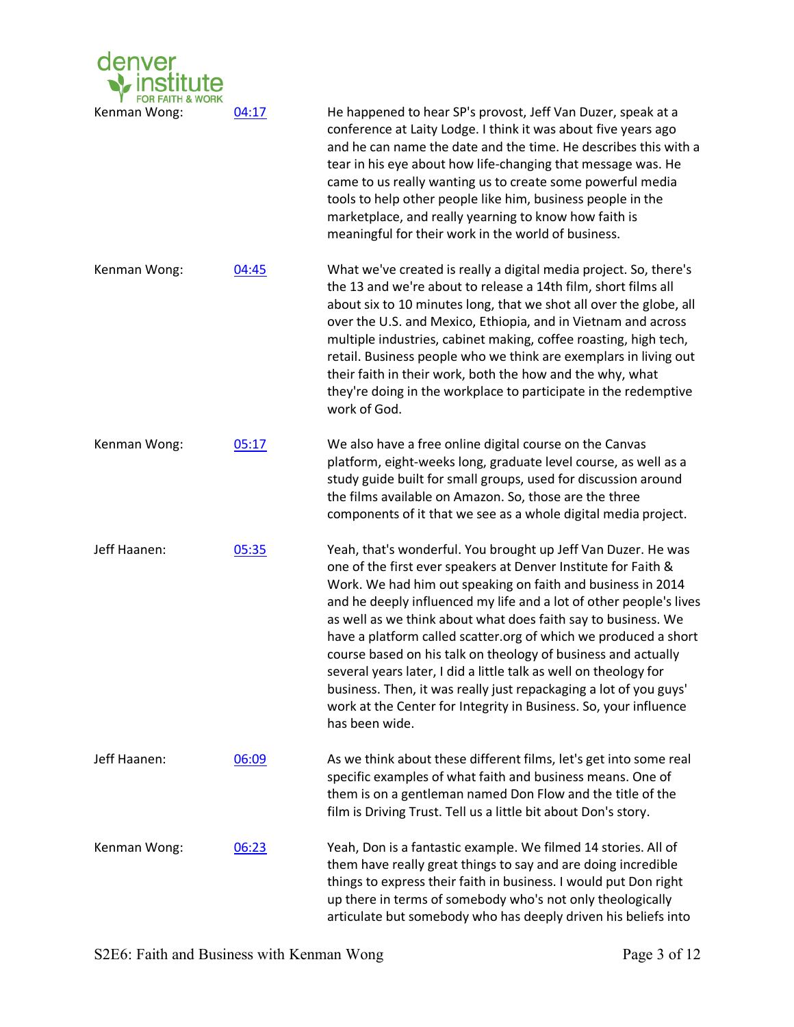Kenman Wong: 04:17

He happened to hear SP's provost, Jeff Van Duzer, speak at a conference at Laity Lodge. I think it was about five years ago and he can name the date and the time. He describes this with a tear in his eye about how life-changing that message was. He came to us really wanting us to create some powerful media tools to help other people like him, business people in the marketplace, and really yearning to know how faith is meaningful for their work in the world of business.

Kenman Wong: 04:45

What we've created is really a digital media project. So, there's the 13 and we're about to release a 14th film, short films all about six to 10 minutes long, that we shot all over the globe, all over the U.S. and Mexico, Ethiopia, and in Vietnam and across multiple industries, cabinet making, coffee roasting, high tech, retail. Business people who we think are exemplars in living out their faith in their work, both the how and the why, what they're doing in the workplace to participate in the redemptive work of God.

Kenman Wong: 05:17

We also have a free online digital course on the Canvas platform, eight-weeks long, graduate level course, as well as a study guide built for small groups, used for discussion around the films available on Amazon. So, those are the three components of it that we see as a whole digital media project.

Jeff Haanen: 05:35

Yeah, that's wonderful. You brought up Jeff Van Duzer. He was one of the first ever speakers at Denver Institute for Faith & Work. We had him out speaking on faith and business in 2014 and he deeply influenced my life and a lot of other people's lives as well as we think about what does faith say to business. We have a platform called scatter.org of which we produced a short course based on his talk on theology of business and actually several years later, I did a little talk as well on theology for business. Then, it was really just repackaging a lot of you guys' work at the Center for Integrity in Business. So, your influence has been wide.

Jeff Haanen: 06:09

As we think about these different films, let's get into some real specific examples of what faith and business means. One of them is on a gentleman named Don Flow and the title of the film is Driving Trust. Tell us a little bit about Don's story.

Kenman Wong: 06:23

Yeah, Don is a fantastic example. We filmed 14 stories. All of them have really great things to say and are doing incredible things to express their faith in business. I would put Don right up there in terms of somebody who's not only theologically articulate but somebody who has deeply driven his beliefs into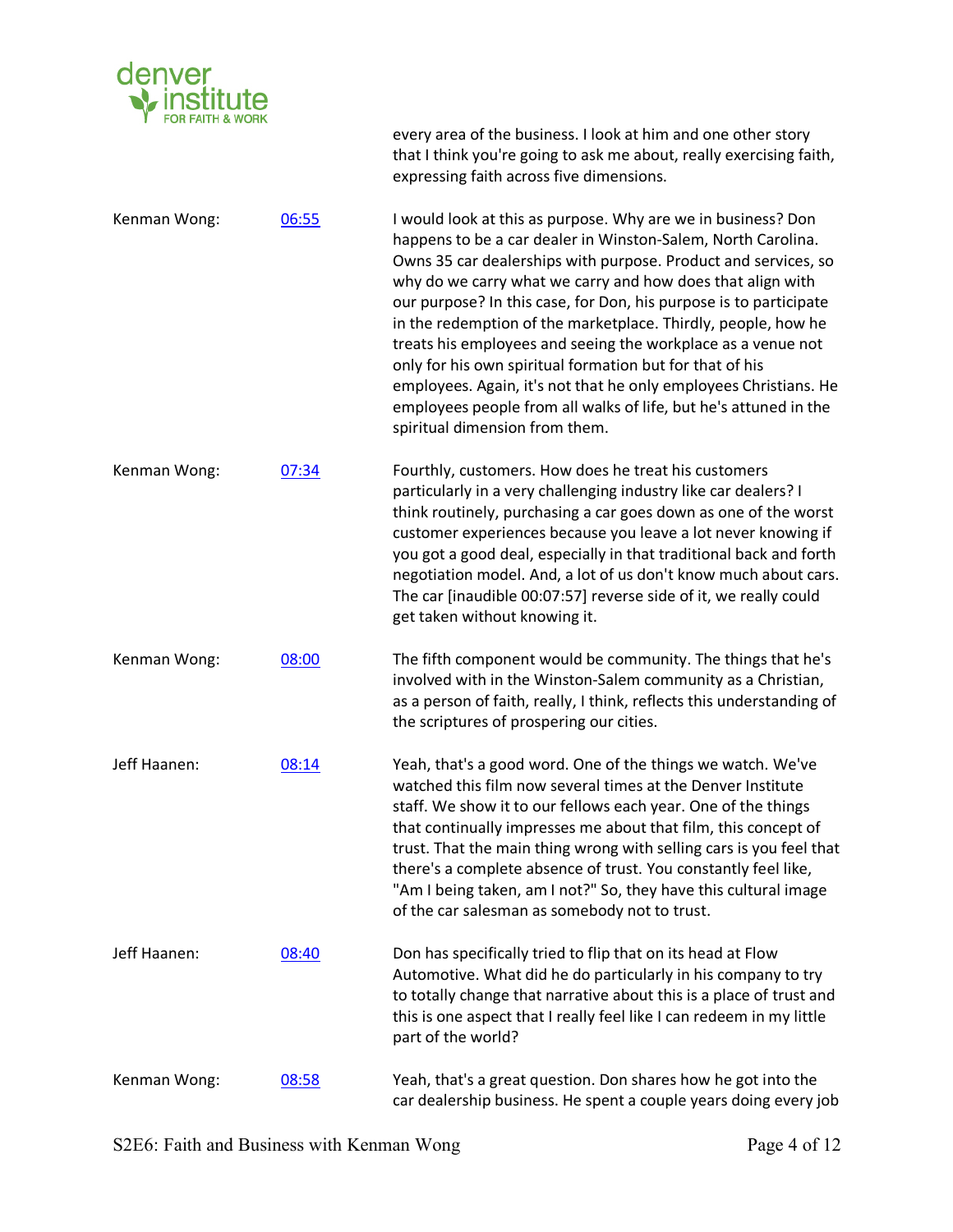every area of the business. I look at him and one other story that I think you're going to ask me about, really exercising faith, expressing faith across five dimensions.

Kenman Wong: 06:55 I would look at this as purpose. Why are we in business? Don happens to be a car dealer in Winston-Salem, North Carolina. Owns 35 car dealerships with purpose. Product and services, so why do we carry what we carry and how does that align with our purpose? In this case, for Don, his purpose is to participate in the redemption of the marketplace. Thirdly, people, how he treats his employees and seeing the workplace as a venue not only for his own spiritual formation but for that of his employees. Again, it's not that he only employees Christians. He employees people from all walks of life, but he's attuned in the spiritual dimension from them.

Kenman Wong: 07:34 Fourthly, customers. How does he treat his customers particularly in a very challenging industry like car dealers? I think routinely, purchasing a car goes down as one of the worst customer experiences because you leave a lot never knowing if you got a good deal, especially in that traditional back and forth negotiation model. And, a lot of us don't know much about cars. The car [inaudible 00:07:57] reverse side of it, we really could get taken without knowing it.

Kenman Wong: 08:00 The fifth component would be community. The things that he's involved with in the Winston-Salem community as a Christian, as a person of faith, really, I think, reflects this understanding of the scriptures of prospering our cities.

Jeff Haanen: 08:14 Yeah, that's a good word. One of the things we watch. We've watched this film now several times at the Denver Institute staff. We show it to our fellows each year. One of the things that continually impresses me about that film, this concept of trust. That the main thing wrong with selling cars is you feel that there's a complete absence of trust. You constantly feel like, "Am I being taken, am I not?" So, they have this cultural image of the car salesman as somebody not to trust.

Jeff Haanen: 08:40 Don has specifically tried to flip that on its head at Flow Automotive. What did he do particularly in his company to try to totally change that narrative about this is a place of trust and this is one aspect that I really feel like I can redeem in my little part of the world?

Kenman Wong: 08:58 Yeah, that's a great question. Don shares how he got into the car dealership business. He spent a couple years doing every job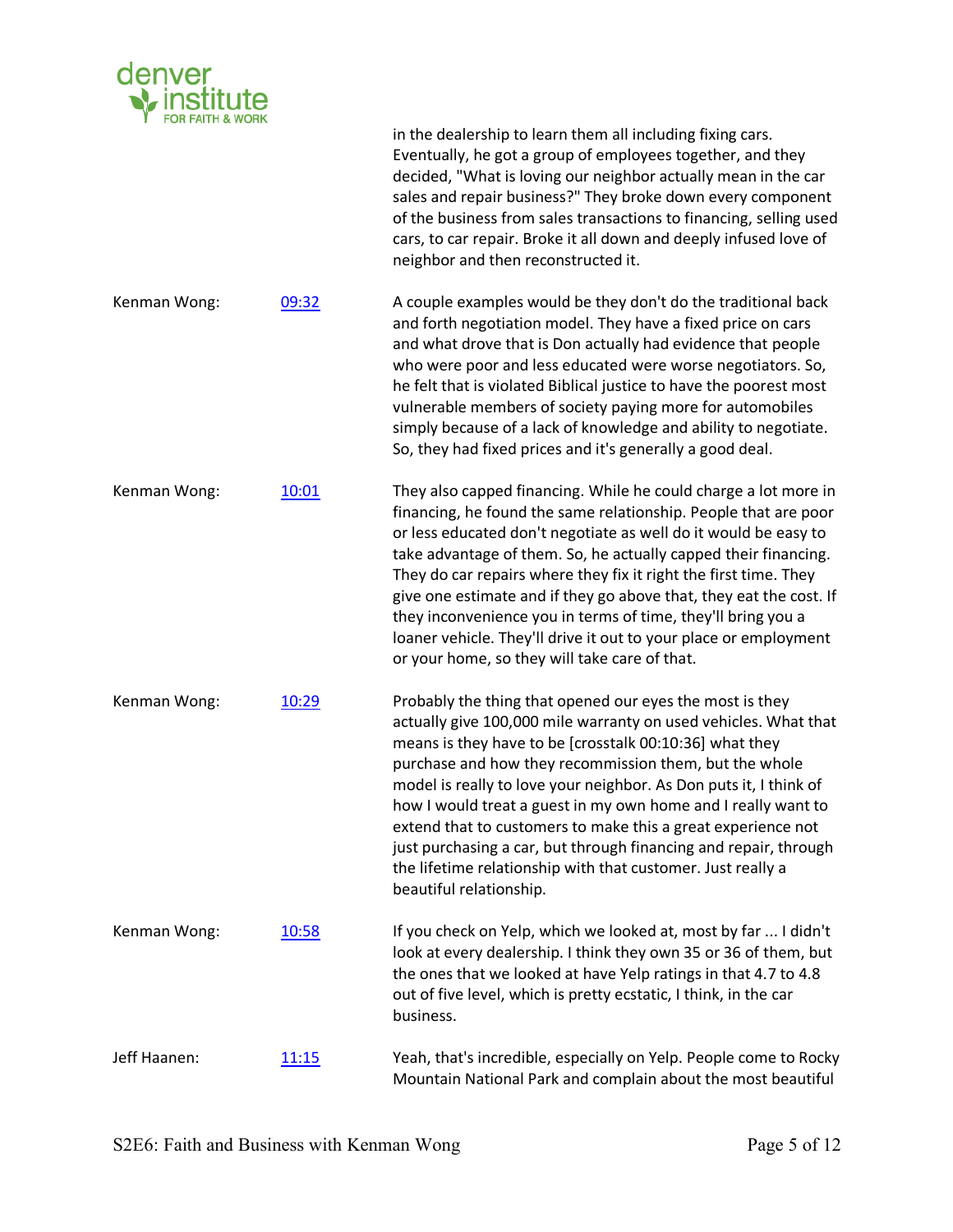in the dealership to learn them all including fixing cars. Eventually, he got a group of employees together, and they decided, "What is loving our neighbor actually mean in the car sales and repair business?" They broke down every component of the business from sales transactions to financing, selling used cars, to car repair. Broke it all down and deeply infused love of neighbor and then reconstructed it.

Kenman Wong: [09:32](#) A couple examples would be they don't do the traditional back and forth negotiation model. They have a fixed price on cars and what drove that is Don actually had evidence that people who were poor and less educated were worse negotiators. So, he felt that is violated Biblical justice to have the poorest most vulnerable members of society paying more for automobiles simply because of a lack of knowledge and ability to negotiate. So, they had fixed prices and it's generally a good deal.

Kenman Wong: [10:01](#) They also capped financing. While he could charge a lot more in financing, he found the same relationship. People that are poor or less educated don't negotiate as well do it would be easy to take advantage of them. So, he actually capped their financing. They do car repairs where they fix it right the first time. They give one estimate and if they go above that, they eat the cost. If they inconvenience you in terms of time, they'll bring you a loaner vehicle. They'll drive it out to your place or employment or your home, so they will take care of that.

Kenman Wong: [10:29](#) Probably the thing that opened our eyes the most is they actually give 100,000 mile warranty on used vehicles. What that means is they have to be [crosstalk 00:10:36] what they purchase and how they recommission them, but the whole model is really to love your neighbor. As Don puts it, I think of how I would treat a guest in my own home and I really want to extend that to customers to make this a great experience not just purchasing a car, but through financing and repair, through the lifetime relationship with that customer. Just really a beautiful relationship.

Kenman Wong: [10:58](#) If you check on Yelp, which we looked at, most by far ... I didn't look at every dealership. I think they own 35 or 36 of them, but the ones that we looked at have Yelp ratings in that 4.7 to 4.8 out of five level, which is pretty ecstatic, I think, in the car business.

Jeff Haanen: [11:15](#) Yeah, that's incredible, especially on Yelp. People come to Rocky Mountain National Park and complain about the most beautiful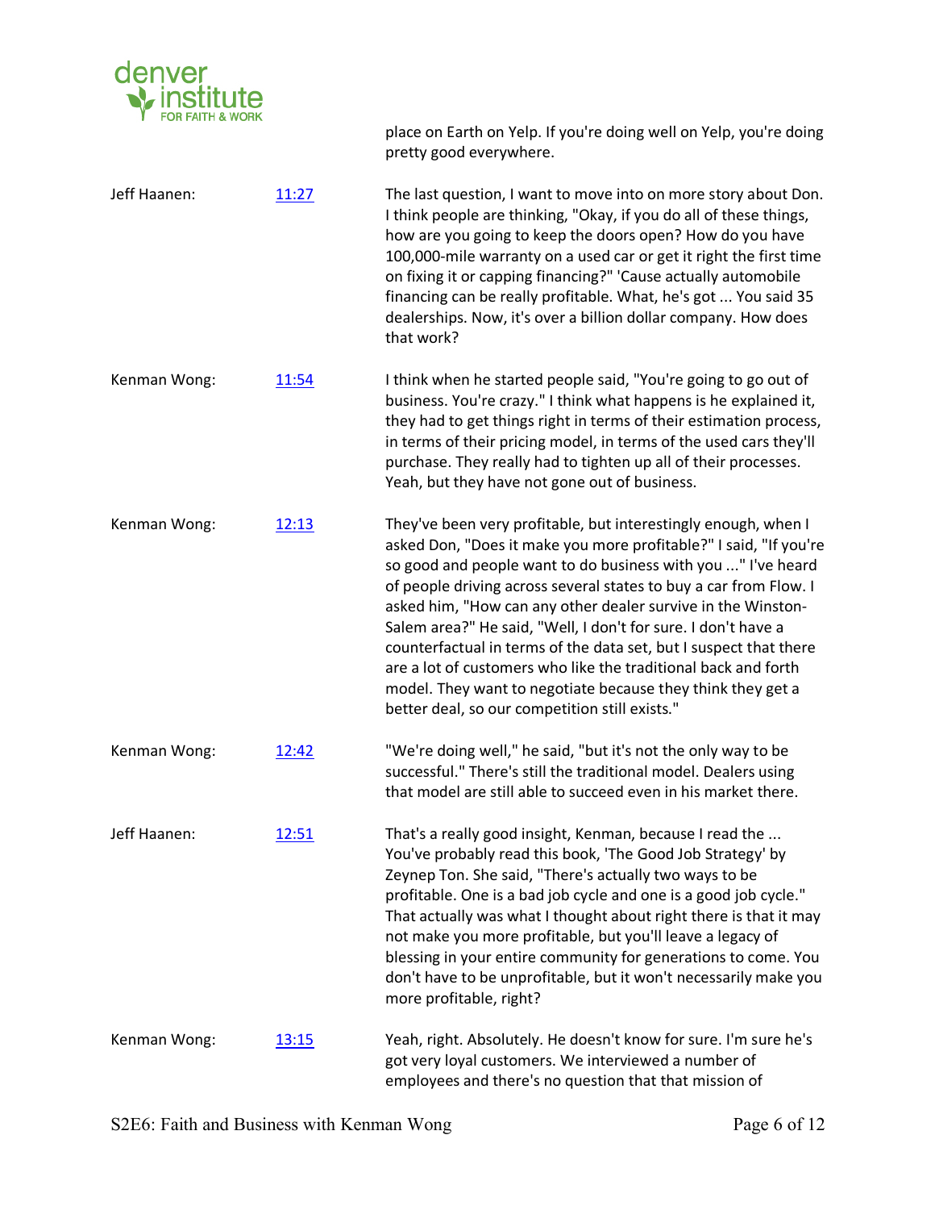place on Earth on Yelp. If you're doing well on Yelp, you're doing pretty good everywhere.

| Speaker | Time | Text |
|---|---|---|
| Jeff Haanen: | 11:27 | The last question, I want to move into on more story about Don. I think people are thinking, "Okay, if you do all of these things, how are you going to keep the doors open? How do you have 100,000-mile warranty on a used car or get it right the first time on fixing it or capping financing?" 'Cause actually automobile financing can be really profitable. What, he's got ... You said 35 dealerships. Now, it's over a billion dollar company. How does that work? |
| Kenman Wong: | 11:54 | I think when he started people said, "You're going to go out of business. You're crazy." I think what happens is he explained it, they had to get things right in terms of their estimation process, in terms of their pricing model, in terms of the used cars they'll purchase. They really had to tighten up all of their processes. Yeah, but they have not gone out of business. |
| Kenman Wong: | 12:13 | They've been very profitable, but interestingly enough, when I asked Don, "Does it make you more profitable?" I said, "If you're so good and people want to do business with you ..." I've heard of people driving across several states to buy a car from Flow. I asked him, "How can any other dealer survive in the Winston-Salem area?" He said, "Well, I don't for sure. I don't have a counterfactual in terms of the data set, but I suspect that there are a lot of customers who like the traditional back and forth model. They want to negotiate because they think they get a better deal, so our competition still exists." |
| Kenman Wong: | 12:42 | "We're doing well," he said, "but it's not the only way to be successful." There's still the traditional model. Dealers using that model are still able to succeed even in his market there. |
| Jeff Haanen: | 12:51 | That's a really good insight, Kenman, because I read the ... You've probably read this book, 'The Good Job Strategy' by Zeynep Ton. She said, "There's actually two ways to be profitable. One is a bad job cycle and one is a good job cycle." That actually was what I thought about right there is that it may not make you more profitable, but you'll leave a legacy of blessing in your entire community for generations to come. You don't have to be unprofitable, but it won't necessarily make you more profitable, right? |
| Kenman Wong: | 13:15 | Yeah, right. Absolutely. He doesn't know for sure. I'm sure he's got very loyal customers. We interviewed a number of employees and there's no question that that mission of |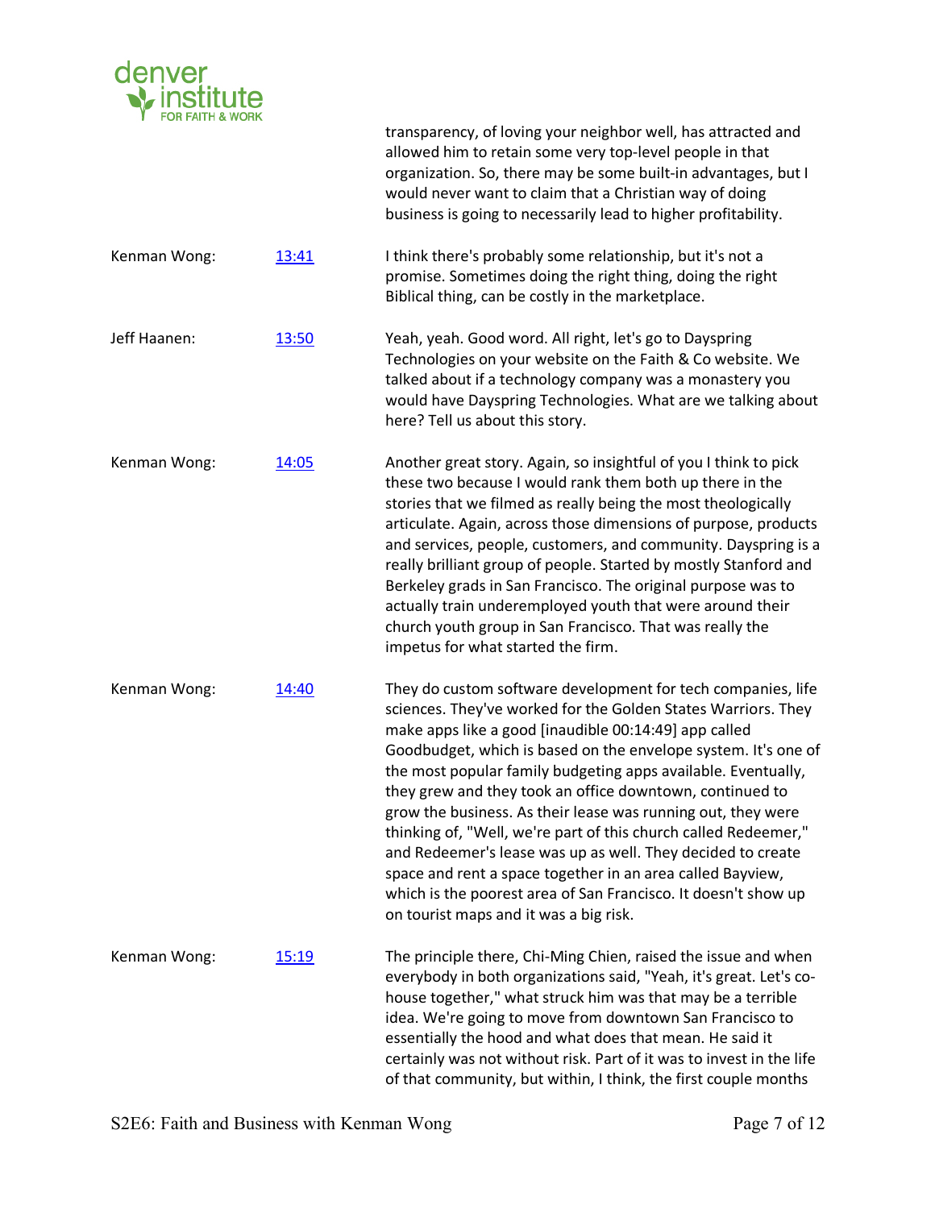transparency, of loving your neighbor well, has attracted and allowed him to retain some very top-level people in that organization. So, there may be some built-in advantages, but I would never want to claim that a Christian way of doing business is going to necessarily lead to higher profitability.

Kenman Wong: 13:41 I think there's probably some relationship, but it's not a promise. Sometimes doing the right thing, doing the right Biblical thing, can be costly in the marketplace.

Jeff Haanen: 13:50 Yeah, yeah. Good word. All right, let's go to Dayspring Technologies on your website on the Faith & Co website. We talked about if a technology company was a monastery you would have Dayspring Technologies. What are we talking about here? Tell us about this story.

Kenman Wong: 14:05 Another great story. Again, so insightful of you I think to pick these two because I would rank them both up there in the stories that we filmed as really being the most theologically articulate. Again, across those dimensions of purpose, products and services, people, customers, and community. Dayspring is a really brilliant group of people. Started by mostly Stanford and Berkeley grads in San Francisco. The original purpose was to actually train underemployed youth that were around their church youth group in San Francisco. That was really the impetus for what started the firm.

Kenman Wong: 14:40 They do custom software development for tech companies, life sciences. They've worked for the Golden States Warriors. They make apps like a good [inaudible 00:14:49] app called Goodbudget, which is based on the envelope system. It's one of the most popular family budgeting apps available. Eventually, they grew and they took an office downtown, continued to grow the business. As their lease was running out, they were thinking of, "Well, we're part of this church called Redeemer," and Redeemer's lease was up as well. They decided to create space and rent a space together in an area called Bayview, which is the poorest area of San Francisco. It doesn't show up on tourist maps and it was a big risk.

Kenman Wong: 15:19 The principle there, Chi-Ming Chien, raised the issue and when everybody in both organizations said, "Yeah, it's great. Let's co-house together," what struck him was that may be a terrible idea. We're going to move from downtown San Francisco to essentially the hood and what does that mean. He said it certainly was not without risk. Part of it was to invest in the life of that community, but within, I think, the first couple months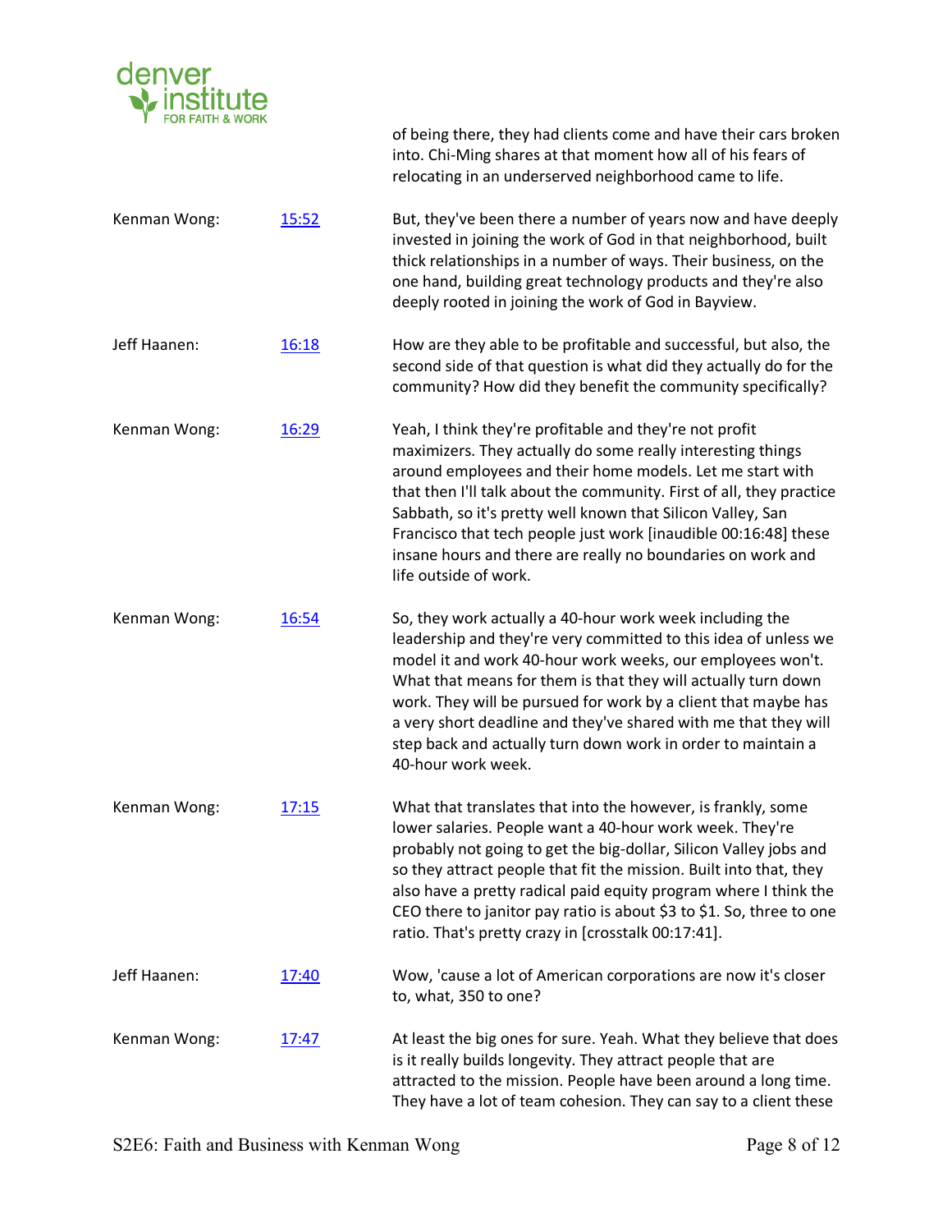of being there, they had clients come and have their cars broken into. Chi-Ming shares at that moment how all of his fears of relocating in an underserved neighborhood came to life.

Kenman Wong: [15:52](#) But, they've been there a number of years now and have deeply invested in joining the work of God in that neighborhood, built thick relationships in a number of ways. Their business, on the one hand, building great technology products and they're also deeply rooted in joining the work of God in Bayview.

Jeff Haanen: [16:18](#) How are they able to be profitable and successful, but also, the second side of that question is what did they actually do for the community? How did they benefit the community specifically?

Kenman Wong: [16:29](#) Yeah, I think they're profitable and they're not profit maximizers. They actually do some really interesting things around employees and their home models. Let me start with that then I'll talk about the community. First of all, they practice Sabbath, so it's pretty well known that Silicon Valley, San Francisco that tech people just work [inaudible 00:16:48] these insane hours and there are really no boundaries on work and life outside of work.

Kenman Wong: [16:54](#) So, they work actually a 40-hour work week including the leadership and they're very committed to this idea of unless we model it and work 40-hour work weeks, our employees won't. What that means for them is that they will actually turn down work. They will be pursued for work by a client that maybe has a very short deadline and they've shared with me that they will step back and actually turn down work in order to maintain a 40-hour work week.

Kenman Wong: [17:15](#) What that translates that into the however, is frankly, some lower salaries. People want a 40-hour work week. They're probably not going to get the big-dollar, Silicon Valley jobs and so they attract people that fit the mission. Built into that, they also have a pretty radical paid equity program where I think the CEO there to janitor pay ratio is about $3 to $1. So, three to one ratio. That's pretty crazy in [crosstalk 00:17:41].

Jeff Haanen: [17:40](#) Wow, 'cause a lot of American corporations are now it's closer to, what, 350 to one?

Kenman Wong: [17:47](#) At least the big ones for sure. Yeah. What they believe that does is it really builds longevity. They attract people that are attracted to the mission. People have been around a long time. They have a lot of team cohesion. They can say to a client these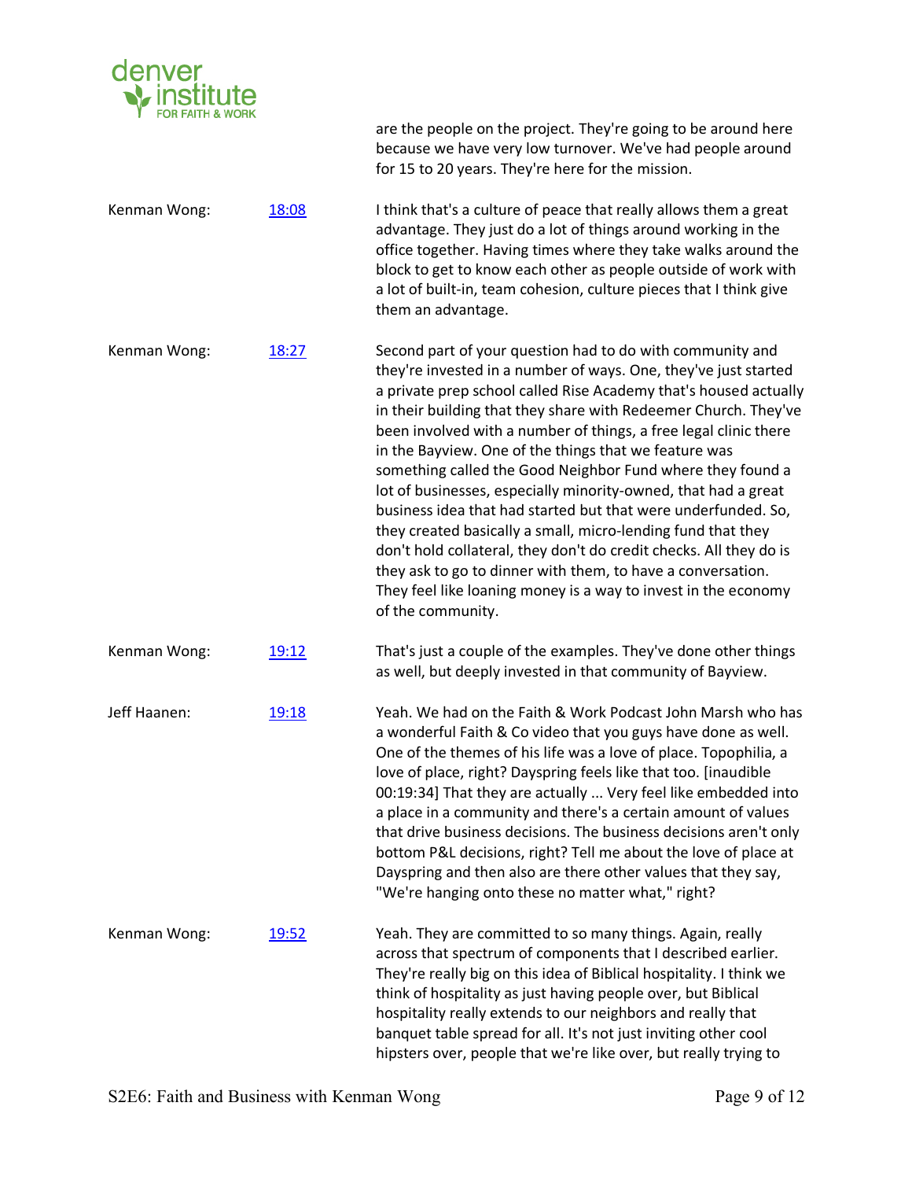are the people on the project. They're going to be around here because we have very low turnover. We've had people around for 15 to 20 years. They're here for the mission.

Kenman Wong: [18:08]

I think that's a culture of peace that really allows them a great advantage. They just do a lot of things around working in the office together. Having times where they take walks around the block to get to know each other as people outside of work with a lot of built-in, team cohesion, culture pieces that I think give them an advantage.

Kenman Wong: [18:27]

Second part of your question had to do with community and they're invested in a number of ways. One, they've just started a private prep school called Rise Academy that's housed actually in their building that they share with Redeemer Church. They've been involved with a number of things, a free legal clinic there in the Bayview. One of the things that we feature was something called the Good Neighbor Fund where they found a lot of businesses, especially minority-owned, that had a great business idea that had started but that were underfunded. So, they created basically a small, micro-lending fund that they don't hold collateral, they don't do credit checks. All they do is they ask to go to dinner with them, to have a conversation. They feel like loaning money is a way to invest in the economy of the community.

Kenman Wong: [19:12]

That's just a couple of the examples. They've done other things as well, but deeply invested in that community of Bayview.

Jeff Haanen: [19:18]

Yeah. We had on the Faith & Work Podcast John Marsh who has a wonderful Faith & Co video that you guys have done as well. One of the themes of his life was a love of place. Topophilia, a love of place, right? Dayspring feels like that too. [inaudible 00:19:34] That they are actually ... Very feel like embedded into a place in a community and there's a certain amount of values that drive business decisions. The business decisions aren't only bottom P&L decisions, right? Tell me about the love of place at Dayspring and then also are there other values that they say, "We're hanging onto these no matter what," right?

Kenman Wong: [19:52]

Yeah. They are committed to so many things. Again, really across that spectrum of components that I described earlier. They're really big on this idea of Biblical hospitality. I think we think of hospitality as just having people over, but Biblical hospitality really extends to our neighbors and really that banquet table spread for all. It's not just inviting other cool hipsters over, people that we're like over, but really trying to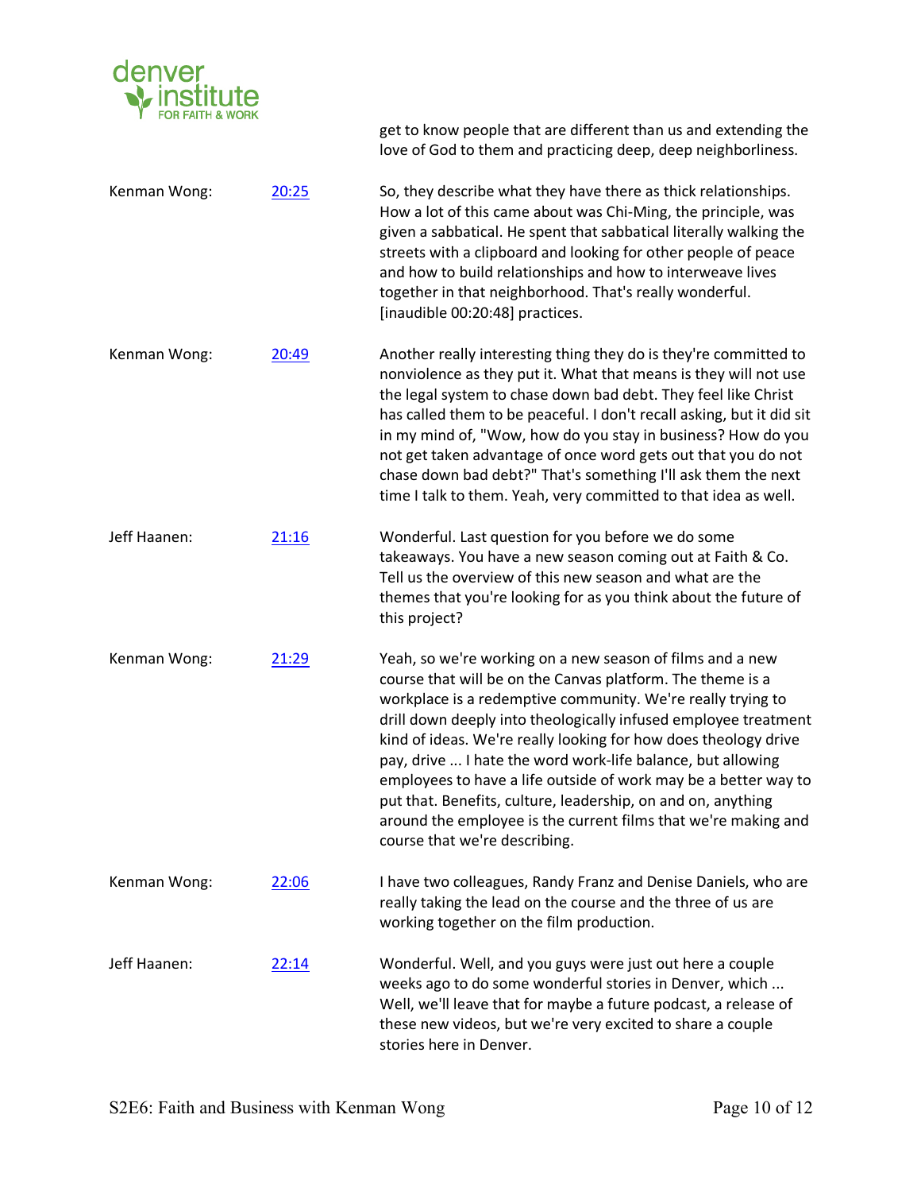get to know people that are different than us and extending the love of God to them and practicing deep, deep neighborliness.

| | | |
|---|---|---|
| Kenman Wong: | 20:25 | So, they describe what they have there as thick relationships. How a lot of this came about was Chi-Ming, the principle, was given a sabbatical. He spent that sabbatical literally walking the streets with a clipboard and looking for other people of peace and how to build relationships and how to interweave lives together in that neighborhood. That's really wonderful. [inaudible 00:20:48] practices. |
| Kenman Wong: | 20:49 | Another really interesting thing they do is they're committed to nonviolence as they put it. What that means is they will not use the legal system to chase down bad debt. They feel like Christ has called them to be peaceful. I don't recall asking, but it did sit in my mind of, "Wow, how do you stay in business? How do you not get taken advantage of once word gets out that you do not chase down bad debt?" That's something I'll ask them the next time I talk to them. Yeah, very committed to that idea as well. |
| Jeff Haanen: | 21:16 | Wonderful. Last question for you before we do some takeaways. You have a new season coming out at Faith & Co. Tell us the overview of this new season and what are the themes that you're looking for as you think about the future of this project? |
| Kenman Wong: | 21:29 | Yeah, so we're working on a new season of films and a new course that will be on the Canvas platform. The theme is a workplace is a redemptive community. We're really trying to drill down deeply into theologically infused employee treatment kind of ideas. We're really looking for how does theology drive pay, drive ... I hate the word work-life balance, but allowing employees to have a life outside of work may be a better way to put that. Benefits, culture, leadership, on and on, anything around the employee is the current films that we're making and course that we're describing. |
| Kenman Wong: | 22:06 | I have two colleagues, Randy Franz and Denise Daniels, who are really taking the lead on the course and the three of us are working together on the film production. |
| Jeff Haanen: | 22:14 | Wonderful. Well, and you guys were just out here a couple weeks ago to do some wonderful stories in Denver, which ... Well, we'll leave that for maybe a future podcast, a release of these new videos, but we're very excited to share a couple stories here in Denver. |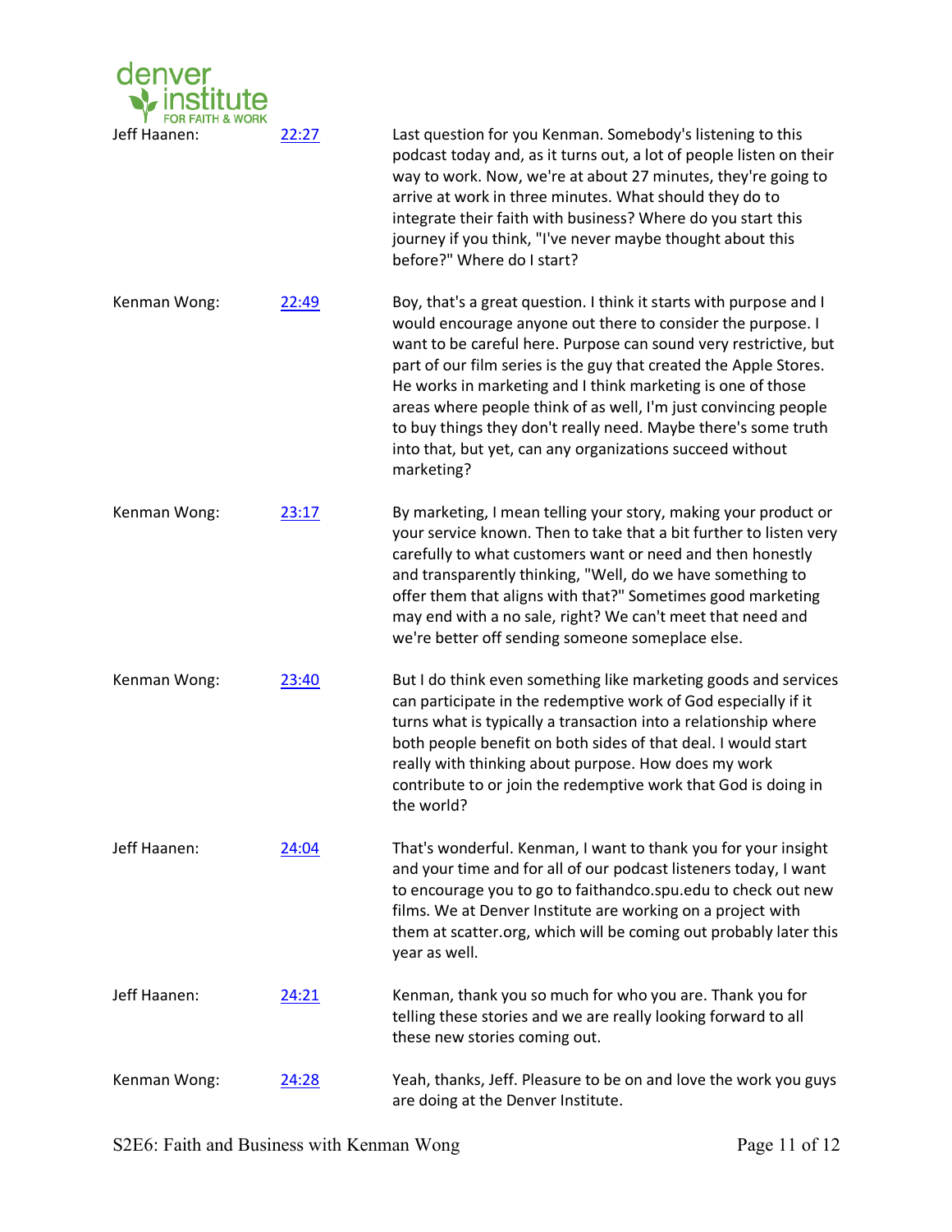Jeff Haanen: 22:27 Last question for you Kenman. Somebody's listening to this podcast today and, as it turns out, a lot of people listen on their way to work. Now, we're at about 27 minutes, they're going to arrive at work in three minutes. What should they do to integrate their faith with business? Where do you start this journey if you think, "I've never maybe thought about this before?" Where do I start?

Kenman Wong: 22:49 Boy, that's a great question. I think it starts with purpose and I would encourage anyone out there to consider the purpose. I want to be careful here. Purpose can sound very restrictive, but part of our film series is the guy that created the Apple Stores. He works in marketing and I think marketing is one of those areas where people think of as well, I'm just convincing people to buy things they don't really need. Maybe there's some truth into that, but yet, can any organizations succeed without marketing?

Kenman Wong: 23:17 By marketing, I mean telling your story, making your product or your service known. Then to take that a bit further to listen very carefully to what customers want or need and then honestly and transparently thinking, "Well, do we have something to offer them that aligns with that?" Sometimes good marketing may end with a no sale, right? We can't meet that need and we're better off sending someone someplace else.

Kenman Wong: 23:40 But I do think even something like marketing goods and services can participate in the redemptive work of God especially if it turns what is typically a transaction into a relationship where both people benefit on both sides of that deal. I would start really with thinking about purpose. How does my work contribute to or join the redemptive work that God is doing in the world?

Jeff Haanen: 24:04 That's wonderful. Kenman, I want to thank you for your insight and your time and for all of our podcast listeners today, I want to encourage you to go to faithandco.spu.edu to check out new films. We at Denver Institute are working on a project with them at scatter.org, which will be coming out probably later this year as well.

Jeff Haanen: 24:21 Kenman, thank you so much for who you are. Thank you for telling these stories and we are really looking forward to all these new stories coming out.

Kenman Wong: 24:28 Yeah, thanks, Jeff. Pleasure to be on and love the work you guys are doing at the Denver Institute.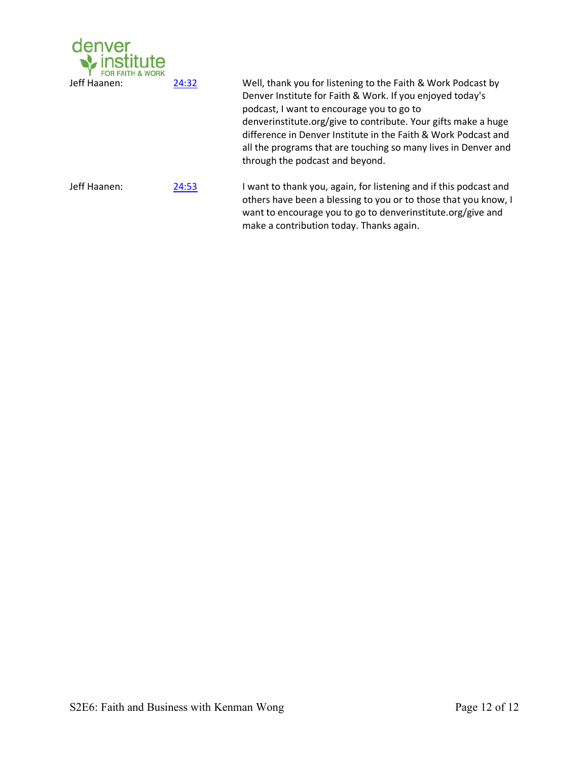Jeff Haanen: [24:32] Well, thank you for listening to the Faith & Work Podcast by Denver Institute for Faith & Work. If you enjoyed today's podcast, I want to encourage you to go to denverinstitute.org/give to contribute. Your gifts make a huge difference in Denver Institute in the Faith & Work Podcast and all the programs that are touching so many lives in Denver and through the podcast and beyond.

Jeff Haanen: [24:53] I want to thank you, again, for listening and if this podcast and others have been a blessing to you or to those that you know, I want to encourage you to go to denverinstitute.org/give and make a contribution today. Thanks again.